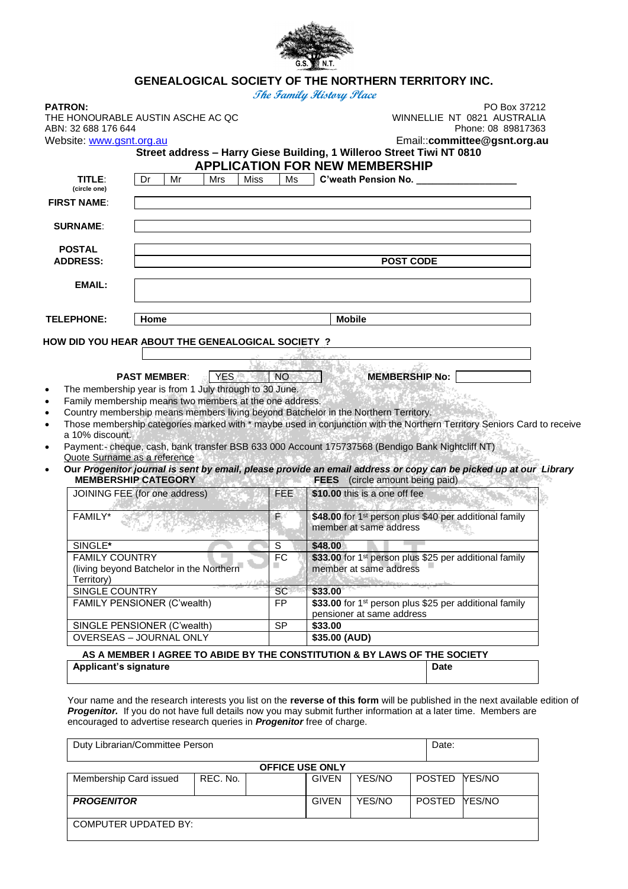# GENEALOGICAL SOCIETY OF THE NORTHERN TERRITORY INC.

***The Family History Place***

**PATRON:**
THE HONOURABLE AUSTIN ASCHE AC QC
ABN: 32 688 176 644
Website: www.gsnt.org.au

PO Box 37212
WINNELLIE NT 0821 AUSTRALIA
Phone: 08 89817363
Email::**committee@gsnt.org.au**

**Street address – Harry Giese Building, 1 Willeroo Street Tiwi NT 0810**

## APPLICATION FOR NEW MEMBERSHIP

**TITLE:** (circle one) Dr | Mr | Mrs | Miss | Ms    **C'weath Pension No.** ________________

**FIRST NAME:**

**SURNAME:**

**POSTAL ADDRESS:**    **POST CODE**

**EMAIL:**

**TELEPHONE:** **Home**    **Mobile**

**HOW DID YOU HEAR ABOUT THE GENEALOGICAL SOCIETY ?**

**PAST MEMBER**: YES | NO    **MEMBERSHIP No:**

- The membership year is from 1 July through to 30 June.
- Family membership means two members at the one address.
- Country membership means members living beyond Batchelor in the Northern Territory.
- Those membership categories marked with * maybe used in conjunction with the Northern Territory Seniors Card to receive a 10% discount.
- Payment:- cheque, cash, bank transfer BSB 633 000 Account 175737568 (Bendigo Bank Nightcliff NT) Quote Surname as a reference
- **Our *Progenitor journal is sent by email, please provide an email address or copy can be picked up at our Library***

| **MEMBERSHIP CATEGORY** | | **FEES** (circle amount being paid) |
|---|---|---|
| JOINING FEE (for one address) | FEE | **$10.00** this is a one off fee |
| FAMILY* | F | **$48.00** for 1st person plus $40 per additional family member at same address |
| SINGLE**\*** | S | **$48.00** |
| FAMILY COUNTRY (living beyond Batchelor in the Northern Territory) | FC | **$33.00** for 1st person plus $25 per additional family member at same address |
| SINGLE COUNTRY | SC | **$33.00** |
| FAMILY PENSIONER (C'wealth) | FP | **$33.00** for 1st person plus $25 per additional family pensioner at same address |
| SINGLE PENSIONER (C'wealth) | SP | **$33.00** |
| OVERSEAS – JOURNAL ONLY | | **$35.00 (AUD)** |

**AS A MEMBER I AGREE TO ABIDE BY THE CONSTITUTION & BY LAWS OF THE SOCIETY**

| **Applicant's signature** | **Date** |
|---|---|

Your name and the research interests you list on the **reverse of this form** will be published in the next available edition of ***Progenitor.*** If you do not have full details now you may submit further information at a later time. Members are encouraged to advertise research queries in ***Progenitor*** free of charge.

| Duty Librarian/Committee Person | Date: |
|---|---|

**OFFICE USE ONLY**

| Membership Card issued | REC. No. | | GIVEN | YES/NO | POSTED | YES/NO |
|---|---|---|---|---|---|---|
| ***PROGENITOR*** | | | GIVEN | YES/NO | POSTED | YES/NO |
| COMPUTER UPDATED BY: | | | | | | |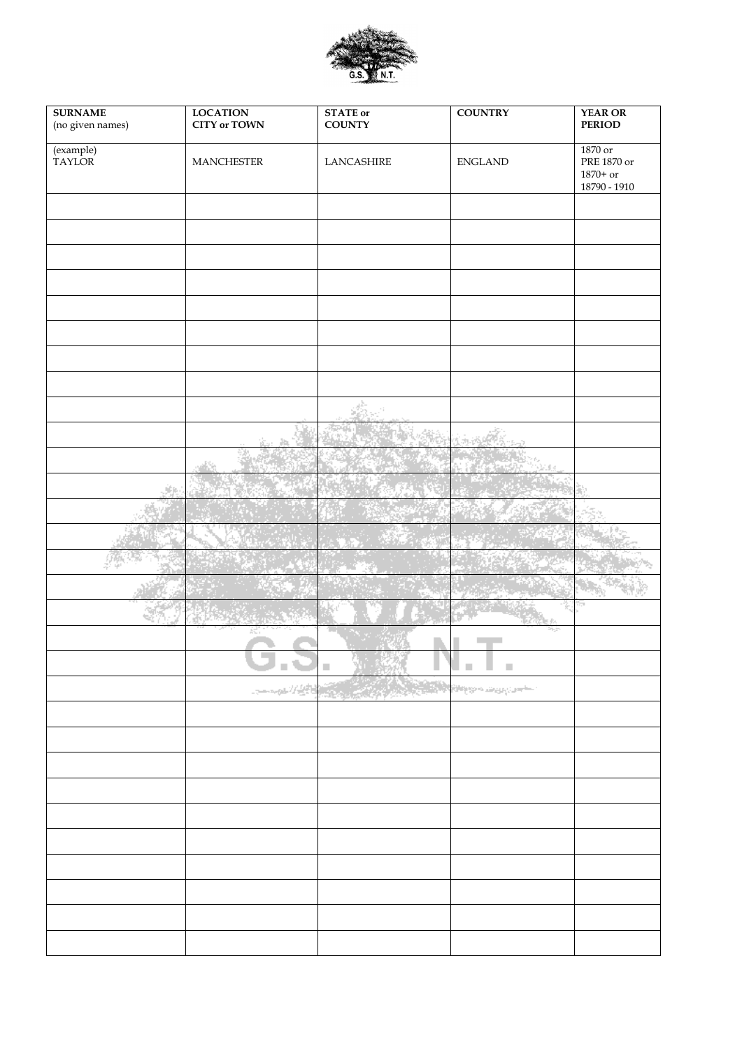| **SURNAME** (no given names) | **LOCATION CITY or TOWN** | **STATE or COUNTY** | **COUNTRY** | **YEAR OR PERIOD** |
|---|---|---|---|---|
| (example) TAYLOR | MANCHESTER | LANCASHIRE | ENGLAND | 1870 or PRE 1870 or 1870+ or 18790 - 1910 |
| | | | | |
| | | | | |
| | | | | |
| | | | | |
| | | | | |
| | | | | |
| | | | | |
| | | | | |
| | | | | |
| | | | | |
| | | | | |
| | | | | |
| | | | | |
| | | | | |
| | | | | |
| | | | | |
| | | | | |
| | | | | |
| | | | | |
| | | | | |
| | | | | |
| | | | | |
| | | | | |
| | | | | |
| | | | | |
| | | | | |
| | | | | |
| | | | | |
| | | | | |
| | | | | |
| | | | | |